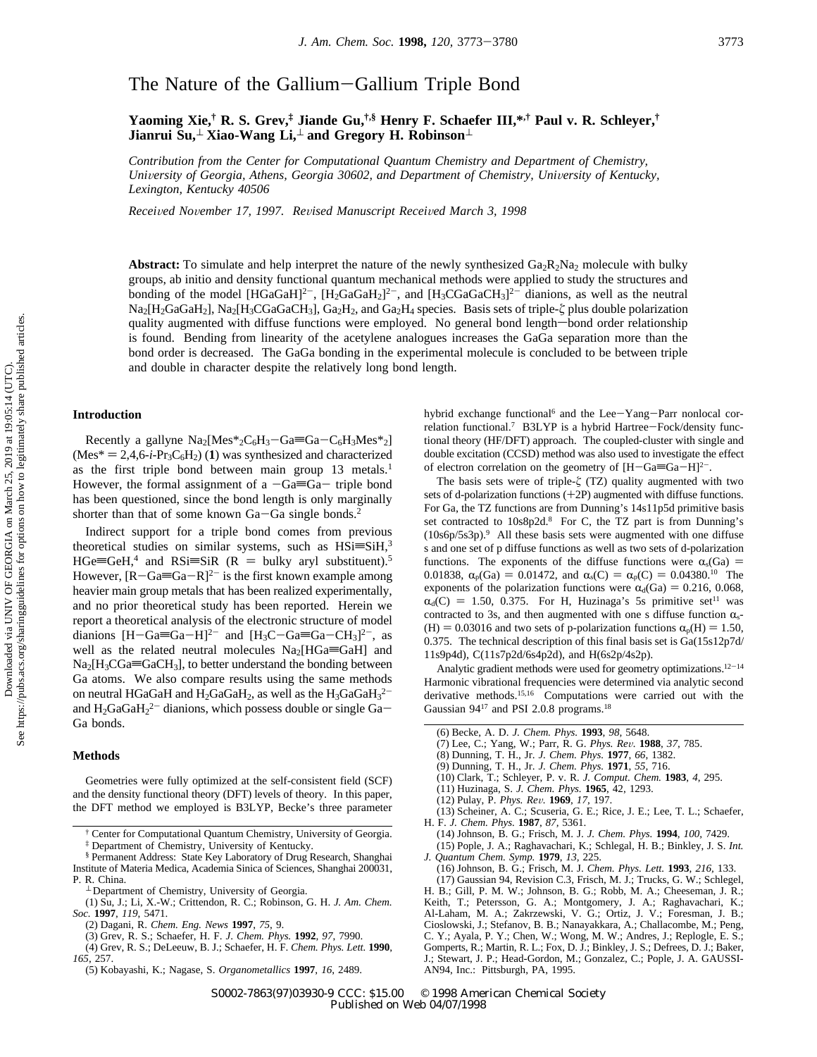# The Nature of the Gallium−Gallium Triple Bond

**Yaoming Xie,[†] R. S. Grev,[‡] Jiande Gu,[†,§] Henry F. Schaefer III,*[,†] Paul v. R. Schleyer,[†] Jianrui Su,[⊥] Xiao-Wang Li,[⊥] and Gregory H. Robinson[⊥]**

*Contribution from the Center for Computational Quantum Chemistry and Department of Chemistry, University of Georgia, Athens, Georgia 30602, and Department of Chemistry, University of Kentucky, Lexington, Kentucky 40506*

*Received November 17, 1997. Revised Manuscript Received March 3, 1998*

**Abstract:** To simulate and help interpret the nature of the newly synthesized $Ga_2R_2Na_2$ molecule with bulky groups, ab initio and density functional quantum mechanical methods were applied to study the structures and bonding of the model $[HGaGaH]^{2-}$, $[H_2GaGaH_2]^{2-}$, and $[H_3CGaGaCH_3]^{2-}$ dianions, as well as the neutral $Na_2[H_2GaGaH_2]$, $Na_2[H_3CGaGaCH_3]$, $Ga_2H_2$, and $Ga_2H_4$ species. Basis sets of triple-ζ plus double polarization quality augmented with diffuse functions were employed. No general bond length−bond order relationship is found. Bending from linearity of the acetylene analogues increases the GaGa separation more than the bond order is decreased. The GaGa bonding in the experimental molecule is concluded to be between triple and double in character despite the relatively long bond length.

## Introduction

Recently a gallyne $Na_2[Mes^*_2C_6H_3{-}Ga{\equiv}Ga{-}C_6H_3Mes^*_2]$ ($Mes^* = 2,4,6\text{-}i\text{-}Pr_3C_6H_2$) (**1**) was synthesized and characterized as the first triple bond between main group 13 metals.[1] However, the formal assignment of a $-Ga{\equiv}Ga-$ triple bond has been questioned, since the bond length is only marginally shorter than that of some known Ga−Ga single bonds.[2]

Indirect support for a triple bond comes from previous theoretical studies on similar systems, such as $HSi{\equiv}SiH$,[3] $HGe{\equiv}GeH$,[4] and $RSi{\equiv}SiR$ (R = bulky aryl substituent).[5] However, $[R{-}Ga{\equiv}Ga{-}R]^{2-}$ is the first known example among heavier main group metals that has been realized experimentally, and no prior theoretical study has been reported. Herein we report a theoretical analysis of the electronic structure of model dianions $[H{-}Ga{\equiv}Ga{-}H]^{2-}$ and $[H_3C{-}Ga{\equiv}Ga{-}CH_3]^{2-}$, as well as the related neutral molecules $Na_2[HGa{\equiv}GaH]$ and $Na_2[H_3CGa{\equiv}GaCH_3]$, to better understand the bonding between Ga atoms. We also compare results using the same methods on neutral HGaGaH and $H_2GaGaH_2$, as well as the $H_3GaGaH_3^{2-}$ and $H_2GaGaH_2^{2-}$ dianions, which possess double or single Ga−Ga bonds.

## Methods

Geometries were fully optimized at the self-consistent field (SCF) and the density functional theory (DFT) levels of theory. In this paper, the DFT method we employed is B3LYP, Becke's three parameter hybrid exchange functional[6] and the Lee−Yang−Parr nonlocal correlation functional.[7] B3LYP is a hybrid Hartree−Fock/density functional theory (HF/DFT) approach. The coupled-cluster with single and double excitation (CCSD) method was also used to investigate the effect of electron correlation on the geometry of $[H{-}Ga{\equiv}Ga{-}H]^{2-}$.

The basis sets were of triple-ζ (TZ) quality augmented with two sets of d-polarization functions (+2P) augmented with diffuse functions. For Ga, the TZ functions are from Dunning's 14s11p5d primitive basis set contracted to 10s8p2d.[8] For C, the TZ part is from Dunning's (10s6p/5s3p).[9] All these basis sets were augmented with one diffuse s and one set of p diffuse functions as well as two sets of d-polarization functions. The exponents of the diffuse functions were $\alpha_s(Ga) = 0.01838$, $\alpha_p(Ga) = 0.01472$, and $\alpha_s(C) = \alpha_p(C) = 0.04380$.[10] The exponents of the polarization functions were $\alpha_d(Ga) = 0.216, 0.068$, $\alpha_d(C) = 1.50, 0.375$. For H, Huzinaga's 5s primitive set[11] was contracted to 3s, and then augmented with one s diffuse function $\alpha_s(H) = 0.03016$ and two sets of p-polarization functions $\alpha_p(H) = 1.50, 0.375$. The technical description of this final basis set is Ga(15s12p7d/11s9p4d), C(11s7p2d/6s4p2d), and H(6s2p/4s2p).

Analytic gradient methods were used for geometry optimizations.[12−14] Harmonic vibrational frequencies were determined via analytic second derivative methods.[15,16] Computations were carried out with the Gaussian 94[17] and PSI 2.0.8 programs.[18]

---

† Center for Computational Quantum Chemistry, University of Georgia.

‡ Department of Chemistry, University of Kentucky.

§ Permanent Address: State Key Laboratory of Drug Research, Shanghai Institute of Materia Medica, Academia Sinica of Sciences, Shanghai 200031, P. R. China.

⊥ Department of Chemistry, University of Georgia.

(1) Su, J.; Li, X.-W.; Crittendon, R. C.; Robinson, G. H. *J. Am. Chem. Soc.* **1997**, *119*, 5471.

(2) Dagani, R. *Chem. Eng. News* **1997**, *75*, 9.

(3) Grev, R. S.; Schaefer, H. F. *J. Chem. Phys.* **1992**, *97*, 7990.

(4) Grev, R. S.; DeLeeuw, B. J.; Schaefer, H. F. *Chem. Phys. Lett.* **1990**, *165*, 257.

(5) Kobayashi, K.; Nagase, S. *Organometallics* **1997**, *16*, 2489.

(6) Becke, A. D. *J. Chem. Phys.* **1993**, *98*, 5648.

(7) Lee, C.; Yang, W.; Parr, R. G. *Phys. Rev.* **1988**, *37*, 785.

(8) Dunning, T. H., Jr. *J. Chem. Phys.* **1977**, *66*, 1382.

(9) Dunning, T. H., Jr. *J. Chem. Phys.* **1971**, *55*, 716.

(10) Clark, T.; Schleyer, P. v. R. *J. Comput. Chem.* **1983**, *4*, 295.

(11) Huzinaga, S. *J. Chem. Phys.* **1965**, 42, 1293.

(12) Pulay, P. *Phys. Rev.* **1969**, *17*, 197.

(13) Scheiner, A. C.; Scuseria, G. E.; Rice, J. E.; Lee, T. L.; Schaefer, H. F. *J. Chem. Phys.* **1987**, *87*, 5361.

(14) Johnson, B. G.; Frisch, M. J. *J. Chem. Phys.* **1994**, *100*, 7429.

(15) Pople, J. A.; Raghavachari, K.; Schlegal, H. B.; Binkley, J. S. *Int. J. Quantum Chem. Symp.* **1979**, *13*, 225.

(16) Johnson, B. G.; Frisch, M. J. *Chem. Phys. Lett.* **1993**, *216*, 133.

(17) Gaussian 94, Revision C.3, Frisch, M. J.; Trucks, G. W.; Schlegel, H. B.; Gill, P. M. W.; Johnson, B. G.; Robb, M. A.; Cheeseman, J. R.; Keith, T.; Petersson, G. A.; Montgomery, J. A.; Raghavachari, K.; Al-Laham, M. A.; Zakrzewski, V. G.; Ortiz, J. V.; Foresman, J. B.; Cioslowski, J.; Stefanov, B. B.; Nanayakkara, A.; Challacombe, M.; Peng, C. Y.; Ayala, P. Y.; Chen, W.; Wong, M. W.; Andres, J.; Replogle, E. S.; Gomperts, R.; Martin, R. L.; Fox, D. J.; Binkley, J. S.; Defrees, D. J.; Baker, J.; Stewart, J. P.; Head-Gordon, M.; Gonzalez, C.; Pople, J. A. GAUSSIAN94, Inc.: Pittsburgh, PA, 1995.

S0002-7863(97)03930-9 CCC: $15.00 © 1998 American Chemical Society
Published on Web 04/07/1998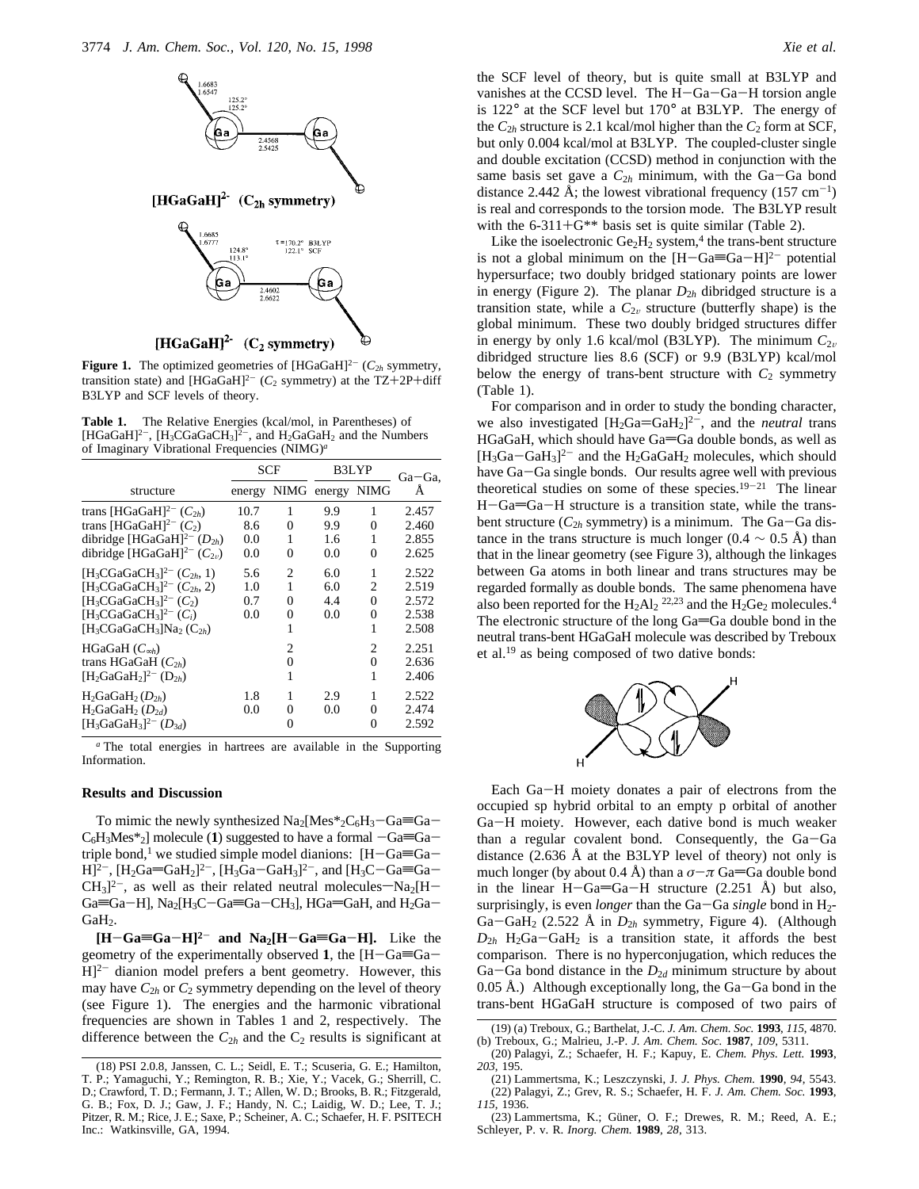**Figure 1.** The optimized geometries of $[HGaGaH]^{2-}$ ($C_{2h}$ symmetry, transition state) and $[HGaGaH]^{2-}$ ($C_2$ symmetry) at the TZ+2P+diff B3LYP and SCF levels of theory.

**Table 1.** The Relative Energies (kcal/mol, in Parentheses) of $[HGaGaH]^{2-}$, $[H_3CGaGaCH_3]^{2-}$, and $H_2GaGaH_2$ and the Numbers of Imaginary Vibrational Frequencies (NIMG)[a]

| structure | SCF energy | SCF NIMG | B3LYP energy | B3LYP NIMG | Ga–Ga, Å |
|---|---|---|---|---|---|
| trans $[HGaGaH]^{2-}$ ($C_{2h}$) | 10.7 | 1 | 9.9 | 1 | 2.457 |
| trans $[HGaGaH]^{2-}$ ($C_2$) | 8.6 | 0 | 9.9 | 0 | 2.460 |
| dibridge $[HGaGaH]^{2-}$ ($D_{2h}$) | 0.0 | 1 | 1.6 | 1 | 2.855 |
| dibridge $[HGaGaH]^{2-}$ ($C_{2v}$) | 0.0 | 0 | 0.0 | 0 | 2.625 |
| $[H_3CGaGaCH_3]^{2-}$ ($C_{2h}$, 1) | 5.6 | 2 | 6.0 | 1 | 2.522 |
| $[H_3CGaGaCH_3]^{2-}$ ($C_{2h}$, 2) | 1.0 | 1 | 6.0 | 2 | 2.519 |
| $[H_3CGaGaCH_3]^{2-}$ ($C_2$) | 0.7 | 0 | 4.4 | 0 | 2.572 |
| $[H_3CGaGaCH_3]^{2-}$ ($C_i$) | 0.0 | 0 | 0.0 | 0 | 2.538 |
| $[H_3CGaGaCH_3]Na_2$ ($C_{2h}$) | | 1 | | 1 | 2.508 |
| HGaGaH ($C_{\infty h}$) | | 2 | | 2 | 2.251 |
| trans HGaGaH ($C_{2h}$) | | 0 | | 0 | 2.636 |
| $[H_2GaGaH_2]^{2-}$ ($D_{2h}$) | | 1 | | 1 | 2.406 |
| $H_2GaGaH_2$ ($D_{2h}$) | 1.8 | 1 | 2.9 | 1 | 2.522 |
| $H_2GaGaH_2$ ($D_{2d}$) | 0.0 | 0 | 0.0 | 0 | 2.474 |
| $[H_3GaGaH_3]^{2-}$ ($D_{3d}$) | | 0 | | 0 | 2.592 |

[a] The total energies in hartrees are available in the Supporting Information.

## Results and Discussion

To mimic the newly synthesized $Na_2[Mes^*_2C_6H_3-Ga{\equiv}Ga-C_6H_3Mes^*_2]$ molecule (**1**) suggested to have a formal $-Ga{\equiv}Ga-$ triple bond,[1] we studied simple model dianions: $[H-Ga{\equiv}Ga-H]^{2-}$, $[H_2Ga{=}GaH_2]^{2-}$, $[H_3Ga-GaH_3]^{2-}$, and $[H_3C-Ga{\equiv}Ga-CH_3]^{2-}$, as well as their related neutral molecules—$Na_2[H-Ga{\equiv}Ga-H]$, $Na_2[H_3C-Ga{\equiv}Ga-CH_3]$, HGa=GaH, and $H_2Ga-GaH_2$.

**$[H-Ga{\equiv}Ga-H]^{2-}$ and $Na_2[H-Ga{\equiv}Ga-H]$.** Like the geometry of the experimentally observed **1**, the $[H-Ga{\equiv}Ga-H]^{2-}$ dianion model prefers a bent geometry. However, this may have $C_{2h}$ or $C_2$ symmetry depending on the level of theory (see Figure 1). The energies and the harmonic vibrational frequencies are shown in Tables 1 and 2, respectively. The difference between the $C_{2h}$ and the $C_2$ results is significant at the SCF level of theory, but is quite small at B3LYP and vanishes at the CCSD level. The H–Ga–Ga–H torsion angle is 122° at the SCF level but 170° at B3LYP. The energy of the $C_{2h}$ structure is 2.1 kcal/mol higher than the $C_2$ form at SCF, but only 0.004 kcal/mol at B3LYP. The coupled-cluster single and double excitation (CCSD) method in conjunction with the same basis set gave a $C_{2h}$ minimum, with the Ga–Ga bond distance 2.442 Å; the lowest vibrational frequency (157 $cm^{-1}$) is real and corresponds to the torsion mode. The B3LYP result with the 6-311+G** basis set is quite similar (Table 2).

Like the isoelectronic $Ge_2H_2$ system,[4] the trans-bent structure is not a global minimum on the $[H-Ga{\equiv}Ga-H]^{2-}$ potential hypersurface; two doubly bridged stationary points are lower in energy (Figure 2). The planar $D_{2h}$ dibridged structure is a transition state, while a $C_{2v}$ structure (butterfly shape) is the global minimum. These two doubly bridged structures differ in energy by only 1.6 kcal/mol (B3LYP). The minimum $C_{2v}$ dibridged structure lies 8.6 (SCF) or 9.9 (B3LYP) kcal/mol below the energy of trans-bent structure with $C_2$ symmetry (Table 1).

For comparison and in order to study the bonding character, we also investigated $[H_2Ga{=}GaH_2]^{2-}$, and the *neutral* trans HGaGaH, which should have Ga=Ga double bonds, as well as $[H_3Ga-GaH_3]^{2-}$ and the $H_2GaGaH_2$ molecules, which should have Ga–Ga single bonds. Our results agree well with previous theoretical studies on some of these species.[19–21] The linear H–Ga=Ga–H structure is a transition state, while the trans-bent structure ($C_{2h}$ symmetry) is a minimum. The Ga–Ga distance in the trans structure is much longer (0.4 ~ 0.5 Å) than that in the linear geometry (see Figure 3), although the linkages between Ga atoms in both linear and trans structures may be regarded formally as double bonds. The same phenomena have also been reported for the $H_2Al_2$ [22,23] and the $H_2Ge_2$ molecules.[4] The electronic structure of the long Ga=Ga double bond in the neutral trans-bent HGaGaH molecule was described by Treboux et al.[19] as being composed of two dative bonds:

Each Ga–H moiety donates a pair of electrons from the occupied sp hybrid orbital to an empty p orbital of another Ga–H moiety. However, each dative bond is much weaker than a regular covalent bond. Consequently, the Ga–Ga distance (2.636 Å at the B3LYP level of theory) not only is much longer (by about 0.4 Å) than a $\sigma$–$\pi$ Ga=Ga double bond in the linear H–Ga=Ga–H structure (2.251 Å) but also, surprisingly, is even *longer* than the Ga–Ga *single* bond in $H_2Ga-GaH_2$ (2.522 Å in $D_{2h}$ symmetry, Figure 4). (Although $D_{2h}$ $H_2Ga-GaH_2$ is a transition state, it affords the best comparison. There is no hyperconjugation, which reduces the Ga–Ga bond distance in the $D_{2d}$ minimum structure by about 0.05 Å.) Although exceptionally long, the Ga–Ga bond in the trans-bent HGaGaH structure is composed of two pairs of

(18) PSI 2.0.8, Janssen, C. L.; Seidl, E. T.; Scuseria, G. E.; Hamilton, T. P.; Yamaguchi, Y.; Remington, R. B.; Xie, Y.; Vacek, G.; Sherrill, C. D.; Crawford, T. D.; Fermann, J. T.; Allen, W. D.; Brooks, B. R.; Fitzgerald, G. B.; Fox, D. J.; Gaw, J. F.; Handy, N. C.; Laidig, W. D.; Lee, T. J.; Pitzer, R. M.; Rice, J. E.; Saxe, P.; Scheiner, A. C.; Schaefer, H. F. PSITECH Inc.: Watkinsville, GA, 1994.

(19) (a) Treboux, G.; Barthelat, J.-C. *J. Am. Chem. Soc.* **1993**, *115*, 4870. (b) Treboux, G.; Malrieu, J.-P. *J. Am. Chem. Soc.* **1987**, *109*, 5311.

(20) Palagyi, Z.; Schaefer, H. F.; Kapuy, E. *Chem. Phys. Lett.* **1993**, *203*, 195.

(21) Lammertsma, K.; Leszczynski, J. *J. Phys. Chem.* **1990**, *94*, 5543.

(22) Palagyi, Z.; Grev, R. S.; Schaefer, H. F. *J. Am. Chem. Soc.* **1993**, *115*, 1936.

(23) Lammertsma, K.; Güner, O. F.; Drewes, R. M.; Reed, A. E.; Schleyer, P. v. R. *Inorg. Chem.* **1989**, *28*, 313.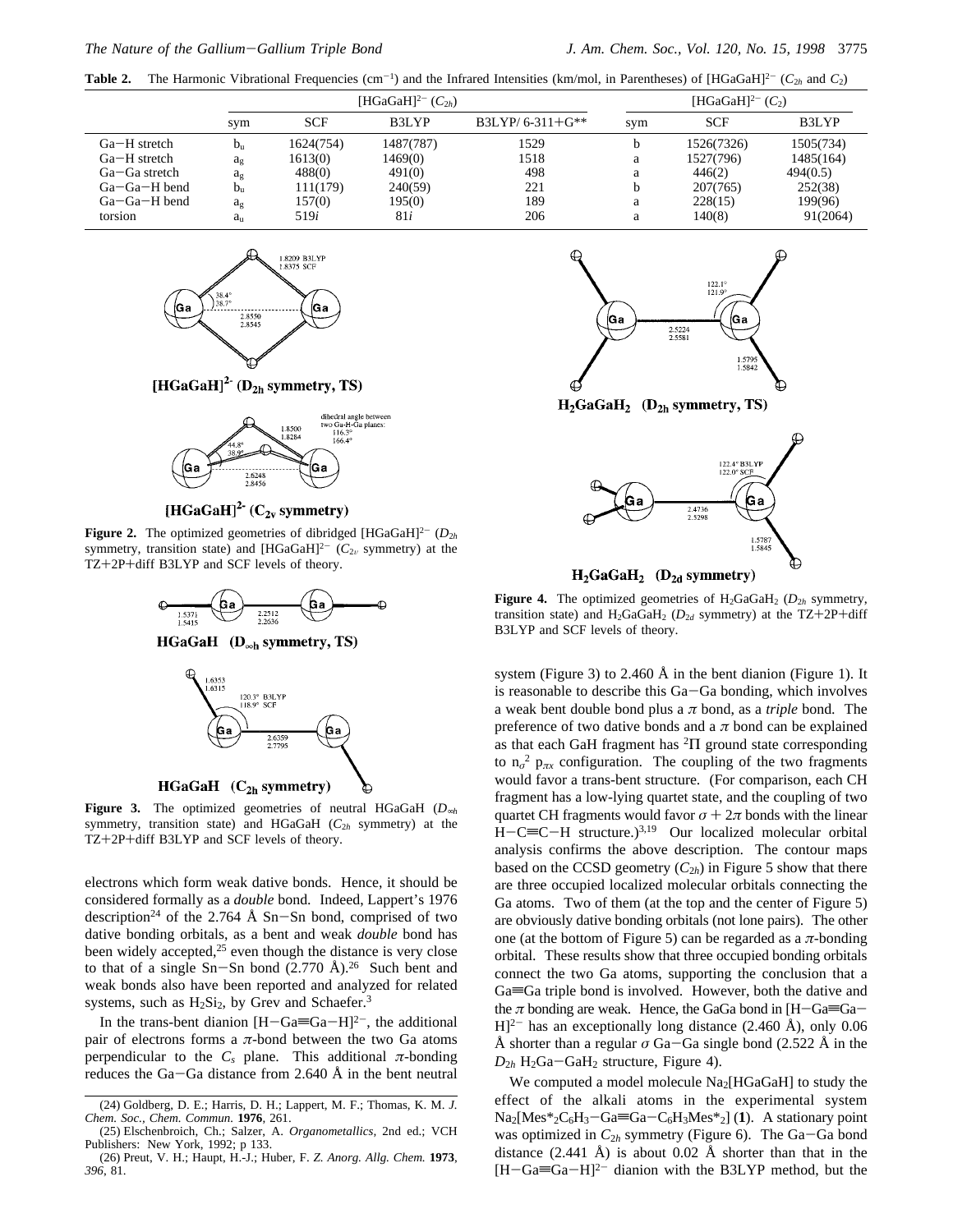**Table 2.** The Harmonic Vibrational Frequencies ($cm^{-1}$) and the Infrared Intensities (km/mol, in Parentheses) of $[HGaGaH]^{2-}$ ($C_{2h}$ and $C_2$)

| | $[HGaGaH]^{2-}$ ($C_{2h}$) | | | | $[HGaGaH]^{2-}$ ($C_2$) | | |
|---|---|---|---|---|---|---|---|
| | sym | SCF | B3LYP | B3LYP/ 6-311+G** | sym | SCF | B3LYP |
| Ga−H stretch | $b_u$ | 1624(754) | 1487(787) | 1529 | b | 1526(7326) | 1505(734) |
| Ga−H stretch | $a_g$ | 1613(0) | 1469(0) | 1518 | a | 1527(796) | 1485(164) |
| Ga−Ga stretch | $a_g$ | 488(0) | 491(0) | 498 | a | 446(2) | 494(0.5) |
| Ga−Ga−H bend | $b_u$ | 111(179) | 240(59) | 221 | b | 207(765) | 252(38) |
| Ga−Ga−H bend | $a_g$ | 157(0) | 195(0) | 189 | a | 228(15) | 199(96) |
| torsion | $a_u$ | 519*i* | 81*i* | 206 | a | 140(8) | 91(2064) |

**Figure 2.** The optimized geometries of dibridged $[HGaGaH]^{2-}$ ($D_{2h}$ symmetry, transition state) and $[HGaGaH]^{2-}$ ($C_{2v}$ symmetry) at the TZ+2P+diff B3LYP and SCF levels of theory.

**Figure 3.** The optimized geometries of neutral HGaGaH ($D_{\infty h}$ symmetry, transition state) and HGaGaH ($C_{2h}$ symmetry) at the TZ+2P+diff B3LYP and SCF levels of theory.

electrons which form weak dative bonds. Hence, it should be considered formally as a *double* bond. Indeed, Lappert's 1976 description[24] of the 2.764 Å Sn−Sn bond, comprised of two dative bonding orbitals, as a bent and weak *double* bond has been widely accepted,[25] even though the distance is very close to that of a single Sn−Sn bond (2.770 Å).[26] Such bent and weak bonds also have been reported and analyzed for related systems, such as $H_2Si_2$, by Grev and Schaefer.[3]

In the trans-bent dianion $[H{-}Ga{\equiv}Ga{-}H]^{2-}$, the additional pair of electrons forms a π-bond between the two Ga atoms perpendicular to the $C_s$ plane. This additional π-bonding reduces the Ga−Ga distance from 2.640 Å in the bent neutral system (Figure 3) to 2.460 Å in the bent dianion (Figure 1). It is reasonable to describe this Ga−Ga bonding, which involves a weak bent double bond plus a π bond, as a *triple* bond. The preference of two dative bonds and a π bond can be explained as that each GaH fragment has $^2\Pi$ ground state corresponding to $n_\sigma^2\ p_{\pi x}$ configuration. The coupling of the two fragments would favor a trans-bent structure. (For comparison, each CH fragment has a low-lying quartet state, and the coupling of two quartet CH fragments would favor $\sigma + 2\pi$ bonds with the linear H−C≡C−H structure.)[3,19] Our localized molecular orbital analysis confirms the above description. The contour maps based on the CCSD geometry ($C_{2h}$) in Figure 5 show that there are three occupied localized molecular orbitals connecting the Ga atoms. Two of them (at the top and the center of Figure 5) are obviously dative bonding orbitals (not lone pairs). The other one (at the bottom of Figure 5) can be regarded as a π-bonding orbital. These results show that three occupied bonding orbitals connect the two Ga atoms, supporting the conclusion that a Ga≡Ga triple bond is involved. However, both the dative and the π bonding are weak. Hence, the GaGa bond in $[H{-}Ga{\equiv}Ga{-}H]^{2-}$ has an exceptionally long distance (2.460 Å), only 0.06 Å shorter than a regular σ Ga−Ga single bond (2.522 Å in the $D_{2h}$ $H_2Ga{-}GaH_2$ structure, Figure 4).

**Figure 4.** The optimized geometries of $H_2GaGaH_2$ ($D_{2h}$ symmetry, transition state) and $H_2GaGaH_2$ ($D_{2d}$ symmetry) at the TZ+2P+diff B3LYP and SCF levels of theory.

We computed a model molecule $Na_2[HGaGaH]$ to study the effect of the alkali atoms in the experimental system $Na_2[Mes^*{}_2C_6H_3{-}Ga{\equiv}Ga{-}C_6H_3Mes^*{}_2]$ (**1**). A stationary point was optimized in $C_{2h}$ symmetry (Figure 6). The Ga−Ga bond distance (2.441 Å) is about 0.02 Å shorter than that in the $[H{-}Ga{\equiv}Ga{-}H]^{2-}$ dianion with the B3LYP method, but the

(24) Goldberg, D. E.; Harris, D. H.; Lappert, M. F.; Thomas, K. M. *J. Chem. Soc., Chem. Commun.* **1976**, 261.

(25) Elschenbroich, Ch.; Salzer, A. *Organometallics*, 2nd ed.; VCH Publishers: New York, 1992; p 133.

(26) Preut, V. H.; Haupt, H.-J.; Huber, F. *Z. Anorg. Allg. Chem.* **1973**, *396*, 81.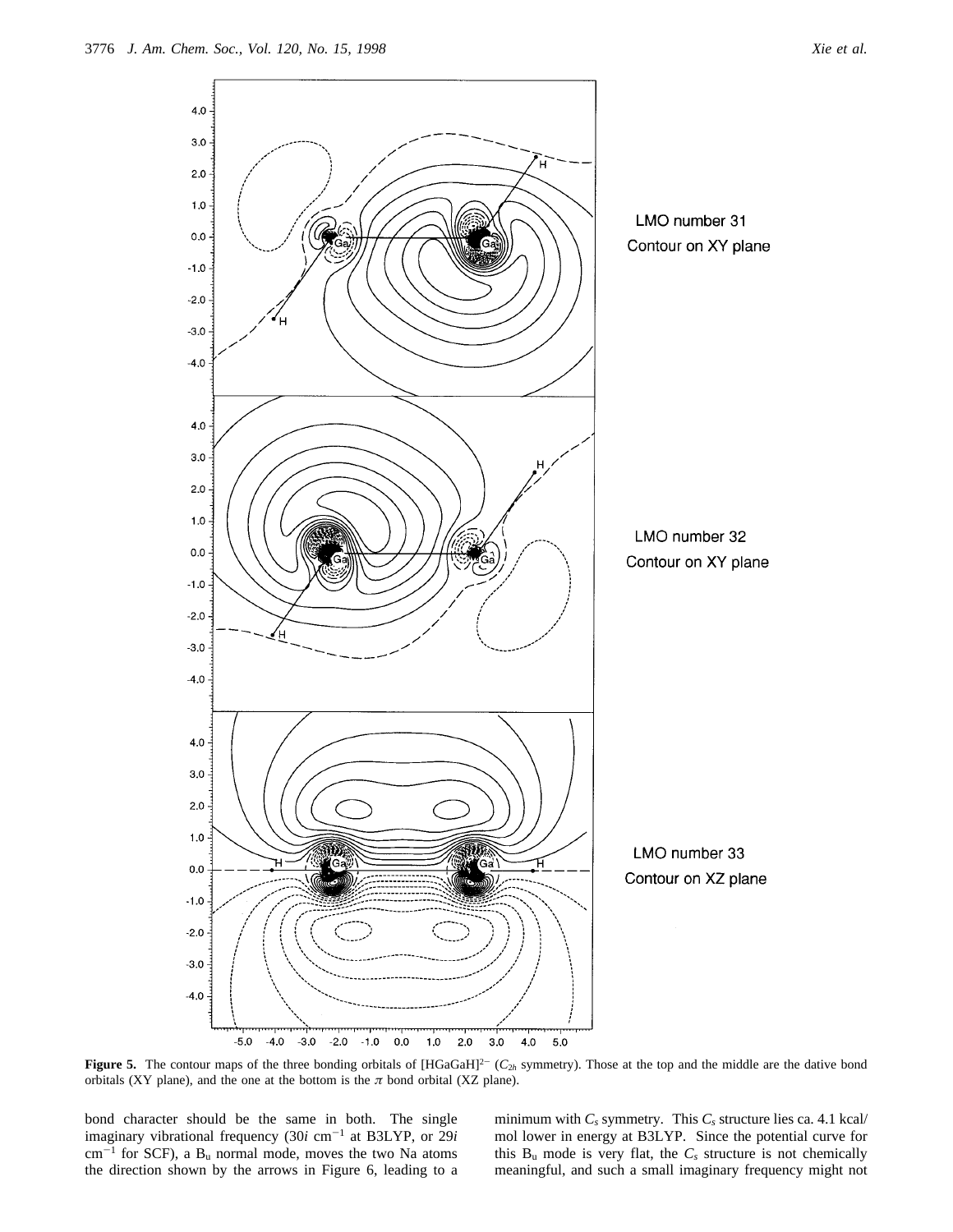**Figure 5.** The contour maps of the three bonding orbitals of $[HGaGaH]^{2-}$ ($C_{2h}$ symmetry). Those at the top and the middle are the dative bond orbitals (XY plane), and the one at the bottom is the $\pi$ bond orbital (XZ plane).

bond character should be the same in both. The single imaginary vibrational frequency ($30i$ cm$^{-1}$ at B3LYP, or $29i$ cm$^{-1}$ for SCF), a $B_u$ normal mode, moves the two Na atoms the direction shown by the arrows in Figure 6, leading to a minimum with $C_s$ symmetry. This $C_s$ structure lies ca. 4.1 kcal/mol lower in energy at B3LYP. Since the potential curve for this $B_u$ mode is very flat, the $C_s$ structure is not chemically meaningful, and such a small imaginary frequency might not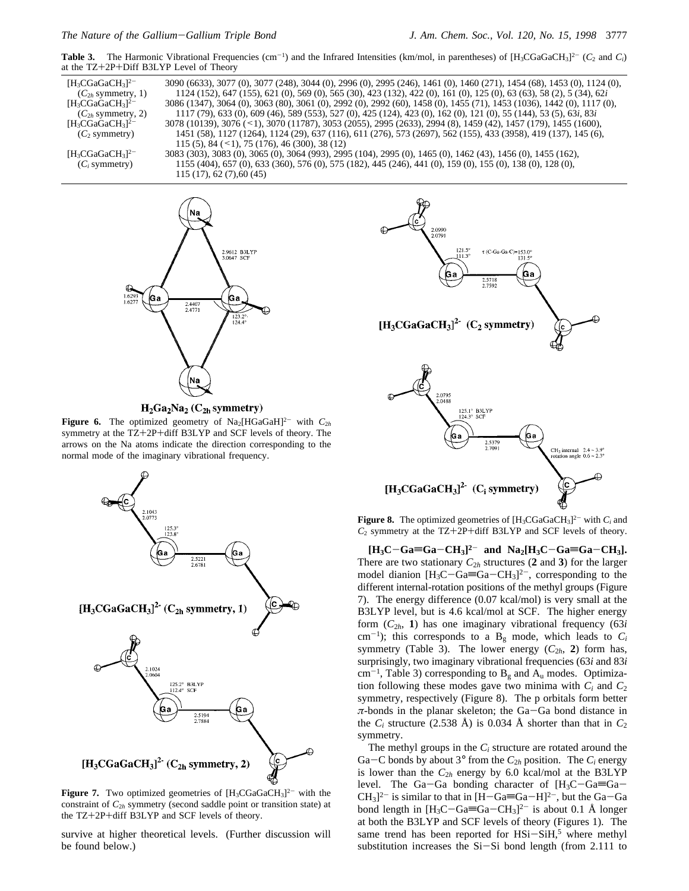**Table 3.** The Harmonic Vibrational Frequencies ($cm^{-1}$) and the Infrared Intensities (km/mol, in parentheses) of $[H_3CGaGaCH_3]^{2-}$ ($C_2$ and $C_i$) at the TZ+2P+Diff B3LYP Level of Theory

| | |
|---|---|
| $[H_3CGaGaCH_3]^{2-}$ ($C_{2h}$ symmetry, 1) | 3090 (6633), 3077 (0), 3077 (248), 3044 (0), 2996 (0), 2995 (246), 1461 (0), 1460 (271), 1454 (68), 1453 (0), 1124 (0), 1124 (152), 647 (155), 621 (0), 569 (0), 565 (30), 423 (132), 422 (0), 161 (0), 125 (0), 63 (63), 58 (2), 5 (34), 62*i* |
| $[H_3CGaGaCH_3]^{2-}$ ($C_{2h}$ symmetry, 2) | 3086 (1347), 3064 (0), 3063 (80), 3061 (0), 2992 (0), 2992 (60), 1458 (0), 1455 (71), 1453 (1036), 1442 (0), 1117 (0), 1117 (79), 633 (0), 609 (46), 589 (553), 527 (0), 425 (124), 423 (0), 162 (0), 121 (0), 55 (144), 53 (5), 63*i*, 83*i* |
| $[H_3CGaGaCH_3]^{2-}$ ($C_2$ symmetry) | 3078 (10139), 3076 (<1), 3070 (11787), 3053 (2055), 2995 (2633), 2994 (8), 1459 (42), 1457 (179), 1455 (1600), 1451 (58), 1127 (1264), 1124 (29), 637 (116), 611 (276), 573 (2697), 562 (155), 433 (3958), 419 (137), 145 (6), 115 (5), 84 (<1), 75 (176), 46 (300), 38 (12) |
| $[H_3CGaGaCH_3]^{2-}$ ($C_i$ symmetry) | 3083 (303), 3083 (0), 3065 (0), 3064 (993), 2995 (104), 2995 (0), 1465 (0), 1462 (43), 1456 (0), 1455 (162), 1155 (404), 657 (0), 633 (360), 576 (0), 575 (182), 445 (246), 441 (0), 159 (0), 155 (0), 138 (0), 128 (0), 115 (17), 62 (7), 60 (45) |

**Figure 6.** The optimized geometry of $Na_2[HGaGaH]^{2-}$ with $C_{2h}$ symmetry at the TZ+2P+diff B3LYP and SCF levels of theory. The arrows on the Na atoms indicate the direction corresponding to the normal mode of the imaginary vibrational frequency.

**Figure 7.** Two optimized geometries of $[H_3CGaGaCH_3]^{2-}$ with the constraint of $C_{2h}$ symmetry (second saddle point or transition state) at the TZ+2P+diff B3LYP and SCF levels of theory.

survive at higher theoretical levels. (Further discussion will be found below.)

**Figure 8.** The optimized geometries of $[H_3CGaGaCH_3]^{2-}$ with $C_i$ and $C_2$ symmetry at the TZ+2P+diff B3LYP and SCF levels of theory.

**$[H_3C-Ga{\equiv}Ga-CH_3]^{2-}$ and $Na_2[H_3C-Ga{\equiv}Ga-CH_3]$.** There are two stationary $C_{2h}$ structures (**2** and **3**) for the larger model dianion $[H_3C-Ga{\equiv}Ga-CH_3]^{2-}$, corresponding to the different internal-rotation positions of the methyl groups (Figure 7). The energy difference (0.07 kcal/mol) is very small at the B3LYP level, but is 4.6 kcal/mol at SCF. The higher energy form ($C_{2h}$, **1**) has one imaginary vibrational frequency (63*i* $cm^{-1}$); this corresponds to a $B_g$ mode, which leads to $C_i$ symmetry (Table 3). The lower energy ($C_{2h}$, **2**) form has, surprisingly, two imaginary vibrational frequencies (63*i* and 83*i* $cm^{-1}$, Table 3) corresponding to $B_g$ and $A_u$ modes. Optimization following these modes gave two minima with $C_i$ and $C_2$ symmetry, respectively (Figure 8). The p orbitals form better $\pi$-bonds in the planar skeleton; the Ga−Ga bond distance in the $C_i$ structure (2.538 Å) is 0.034 Å shorter than that in $C_2$ symmetry.

The methyl groups in the $C_i$ structure are rotated around the Ga−C bonds by about 3° from the $C_{2h}$ position. The $C_i$ energy is lower than the $C_{2h}$ energy by 6.0 kcal/mol at the B3LYP level. The Ga−Ga bonding character of $[H_3C-Ga{\equiv}Ga-CH_3]^{2-}$ is similar to that in $[H-Ga{\equiv}Ga-H]^{2-}$, but the Ga−Ga bond length in $[H_3C-Ga{\equiv}Ga-CH_3]^{2-}$ is about 0.1 Å longer at both the B3LYP and SCF levels of theory (Figures 1). The same trend has been reported for HSi−SiH,[5] where methyl substitution increases the Si−Si bond length (from 2.111 to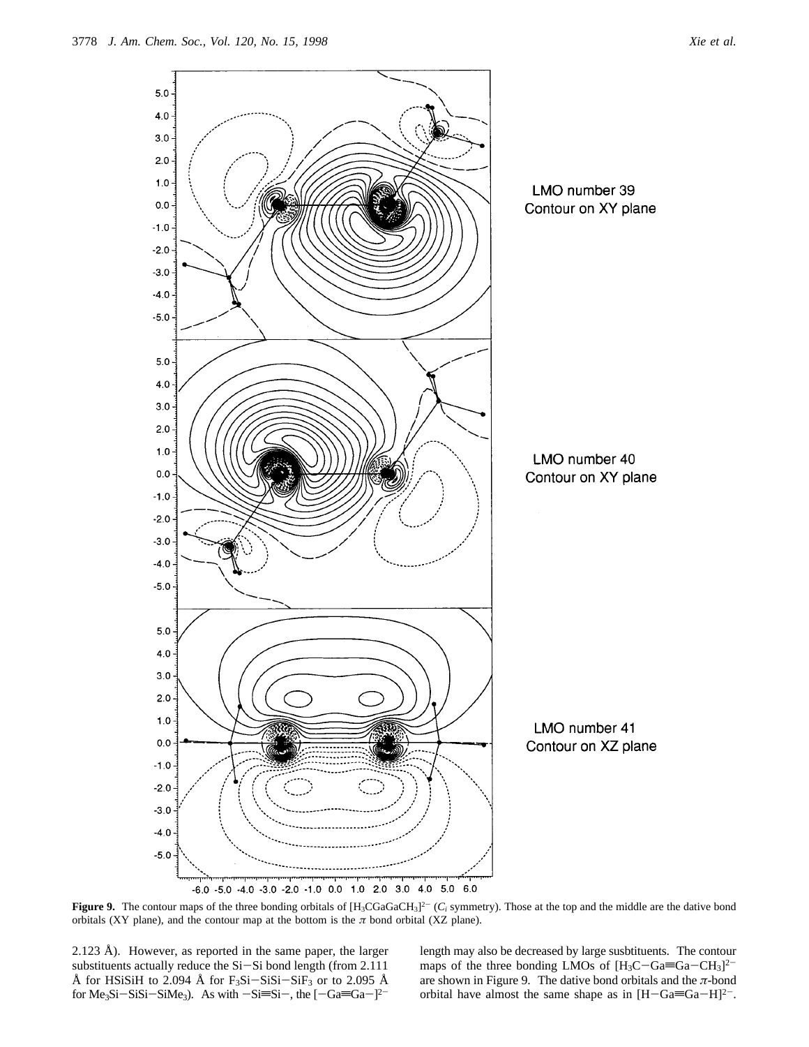**Figure 9.** The contour maps of the three bonding orbitals of $[H_3CGaGaCH_3]^{2-}$ ($C_i$ symmetry). Those at the top and the middle are the dative bond orbitals (XY plane), and the contour map at the bottom is the $\pi$ bond orbital (XZ plane).

2.123 Å). However, as reported in the same paper, the larger substituents actually reduce the Si−Si bond length (from 2.111 Å for HSiSiH to 2.094 Å for $F_3Si$−SiSi−$SiF_3$ or to 2.095 Å for $Me_3Si$−SiSi−$SiMe_3$). As with −Si≡Si−, the $[-Ga{\equiv}Ga-]^{2-}$ length may also be decreased by large susbtituents. The contour maps of the three bonding LMOs of $[H_3C-Ga{\equiv}Ga-CH_3]^{2-}$ are shown in Figure 9. The dative bond orbitals and the $\pi$-bond orbital have almost the same shape as in $[H-Ga{\equiv}Ga-H]^{2-}$.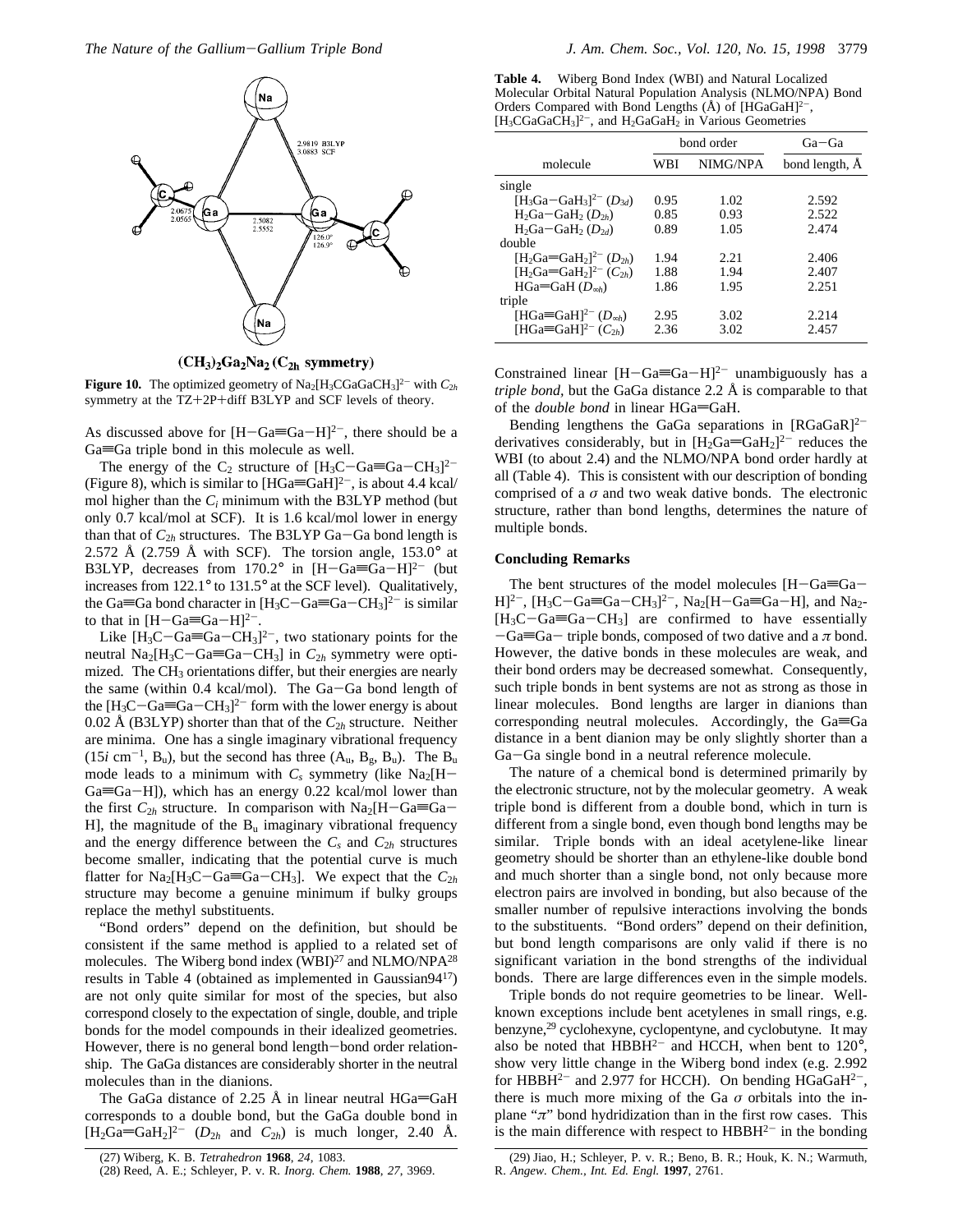**(CH$_3$)$_2$Ga$_2$Na$_2$ (C$_{2h}$ symmetry)**

**Figure 10.** The optimized geometry of Na$_2$[H$_3$CGaGaCH$_3$]$^{2-}$ with $C_{2h}$ symmetry at the TZ+2P+diff B3LYP and SCF levels of theory.

As discussed above for [H−Ga≡Ga−H]$^{2-}$, there should be a Ga≡Ga triple bond in this molecule as well.

The energy of the C$_2$ structure of [H$_3$C−Ga≡Ga−CH$_3$]$^{2-}$ (Figure 8), which is similar to [HGa≡GaH]$^{2-}$, is about 4.4 kcal/mol higher than the $C_i$ minimum with the B3LYP method (but only 0.7 kcal/mol at SCF). It is 1.6 kcal/mol lower in energy than that of $C_{2h}$ structures. The B3LYP Ga−Ga bond length is 2.572 Å (2.759 Å with SCF). The torsion angle, 153.0° at B3LYP, decreases from 170.2° in [H−Ga≡Ga−H]$^{2-}$ (but increases from 122.1° to 131.5° at the SCF level). Qualitatively, the Ga≡Ga bond character in [H$_3$C−Ga≡Ga−CH$_3$]$^{2-}$ is similar to that in [H−Ga≡Ga−H]$^{2-}$.

Like [H$_3$C−Ga≡Ga−CH$_3$]$^{2-}$, two stationary points for the neutral Na$_2$[H$_3$C−Ga≡Ga−CH$_3$] in $C_{2h}$ symmetry were optimized. The CH$_3$ orientations differ, but their energies are nearly the same (within 0.4 kcal/mol). The Ga−Ga bond length of the [H$_3$C−Ga≡Ga−CH$_3$]$^{2-}$ form with the lower energy is about 0.02 Å (B3LYP) shorter than that of the $C_{2h}$ structure. Neither are minima. One has a single imaginary vibrational frequency (15$i$ cm$^{-1}$, B$_u$), but the second has three (A$_u$, B$_g$, B$_u$). The B$_u$ mode leads to a minimum with $C_s$ symmetry (like Na$_2$[H−Ga≡Ga−H]), which has an energy 0.22 kcal/mol lower than the first $C_{2h}$ structure. In comparison with Na$_2$[H−Ga≡Ga−H], the magnitude of the B$_u$ imaginary vibrational frequency and the energy difference between the $C_s$ and $C_{2h}$ structures become smaller, indicating that the potential curve is much flatter for Na$_2$[H$_3$C−Ga≡Ga−CH$_3$]. We expect that the $C_{2h}$ structure may become a genuine minimum if bulky groups replace the methyl substituents.

"Bond orders" depend on the definition, but should be consistent if the same method is applied to a related set of molecules. The Wiberg bond index (WBI)[27] and NLMO/NPA[28] results in Table 4 (obtained as implemented in Gaussian94[17]) are not only quite similar for most of the species, but also correspond closely to the expectation of single, double, and triple bonds for the model compounds in their idealized geometries. However, there is no general bond length−bond order relationship. The GaGa distances are considerably shorter in the neutral molecules than in the dianions.

The GaGa distance of 2.25 Å in linear neutral HGa=GaH corresponds to a double bond, but the GaGa double bond in [H$_2$Ga=GaH$_2$]$^{2-}$ ($D_{2h}$ and $C_{2h}$) is much longer, 2.40 Å. Constrained linear [H−Ga≡Ga−H]$^{2-}$ unambiguously has a *triple bond,* but the GaGa distance 2.2 Å is comparable to that of the *double bond* in linear HGa=GaH.

Bending lengthens the GaGa separations in [RGaGaR]$^{2-}$ derivatives considerably, but in [H$_2$Ga=GaH$_2$]$^{2-}$ reduces the WBI (to about 2.4) and the NLMO/NPA bond order hardly at all (Table 4). This is consistent with our description of bonding comprised of a $\sigma$ and two weak dative bonds. The electronic structure, rather than bond lengths, determines the nature of multiple bonds.

**Table 4.** Wiberg Bond Index (WBI) and Natural Localized Molecular Orbital Natural Population Analysis (NLMO/NPA) Bond Orders Compared with Bond Lengths (Å) of [HGaGaH]$^{2-}$, [H$_3$CGaGaCH$_3$]$^{2-}$, and H$_2$GaGaH$_2$ in Various Geometries

| molecule | bond order | | Ga−Ga |
|---|---|---|---|
| | WBI | NIMG/NPA | bond length, Å |
| single | | | |
| [H$_3$Ga−GaH$_3$]$^{2-}$ ($D_{3d}$) | 0.95 | 1.02 | 2.592 |
| H$_2$Ga−GaH$_2$ ($D_{2h}$) | 0.85 | 0.93 | 2.522 |
| H$_2$Ga−GaH$_2$ ($D_{2d}$) | 0.89 | 1.05 | 2.474 |
| double | | | |
| [H$_2$Ga=GaH$_2$]$^{2-}$ ($D_{2h}$) | 1.94 | 2.21 | 2.406 |
| [H$_2$Ga=GaH$_2$]$^{2-}$ ($C_{2h}$) | 1.88 | 1.94 | 2.407 |
| HGa=GaH ($D_{\infty h}$) | 1.86 | 1.95 | 2.251 |
| triple | | | |
| [HGa≡GaH]$^{2-}$ ($D_{\infty h}$) | 2.95 | 3.02 | 2.214 |
| [HGa≡GaH]$^{2-}$ ($C_{2h}$) | 2.36 | 3.02 | 2.457 |

## Concluding Remarks

The bent structures of the model molecules [H−Ga≡Ga−H]$^{2-}$, [H$_3$C−Ga≡Ga−CH$_3$]$^{2-}$, Na$_2$[H−Ga≡Ga−H], and Na$_2$-[H$_3$C−Ga≡Ga−CH$_3$] are confirmed to have essentially −Ga≡Ga− triple bonds, composed of two dative and a $\pi$ bond. However, the dative bonds in these molecules are weak, and their bond orders may be decreased somewhat. Consequently, such triple bonds in bent systems are not as strong as those in linear molecules. Bond lengths are larger in dianions than corresponding neutral molecules. Accordingly, the Ga≡Ga distance in a bent dianion may be only slightly shorter than a Ga−Ga single bond in a neutral reference molecule.

The nature of a chemical bond is determined primarily by the electronic structure, not by the molecular geometry. A weak triple bond is different from a double bond, which in turn is different from a single bond, even though bond lengths may be similar. Triple bonds with an ideal acetylene-like linear geometry should be shorter than an ethylene-like double bond and much shorter than a single bond, not only because more electron pairs are involved in bonding, but also because of the smaller number of repulsive interactions involving the bonds to the substituents. "Bond orders" depend on their definition, but bond length comparisons are only valid if there is no significant variation in the bond strengths of the individual bonds. There are large differences even in the simple models.

Triple bonds do not require geometries to be linear. Well-known exceptions include bent acetylenes in small rings, e.g. benzyne,[29] cyclohexyne, cyclopentyne, and cyclobutyne. It may also be noted that HBBH$^{2-}$ and HCCH, when bent to 120°, show very little change in the Wiberg bond index (e.g. 2.992 for HBBH$^{2-}$ and 2.977 for HCCH). On bending HGaGaH$^{2-}$, there is much more mixing of the Ga $\sigma$ orbitals into the in-plane "$\pi$" bond hydridization than in the first row cases. This is the main difference with respect to HBBH$^{2-}$ in the bonding

(27) Wiberg, K. B. *Tetrahedron* **1968**, *24,* 1083.

(28) Reed, A. E.; Schleyer, P. v. R. *Inorg. Chem.* **1988**, *27,* 3969.

(29) Jiao, H.; Schleyer, P. v. R.; Beno, B. R.; Houk, K. N.; Warmuth, R. *Angew. Chem., Int. Ed. Engl.* **1997**, 2761.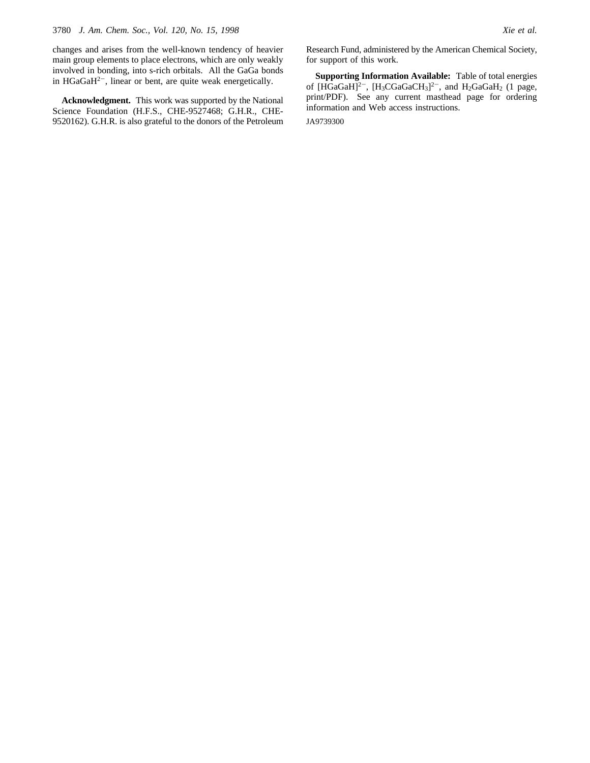changes and arises from the well-known tendency of heavier main group elements to place electrons, which are only weakly involved in bonding, into s-rich orbitals. All the GaGa bonds in $HGaGaH^{2-}$, linear or bent, are quite weak energetically.

**Acknowledgment.** This work was supported by the National Science Foundation (H.F.S., CHE-9527468; G.H.R., CHE-9520162). G.H.R. is also grateful to the donors of the Petroleum Research Fund, administered by the American Chemical Society, for support of this work.

**Supporting Information Available:** Table of total energies of $[HGaGaH]^{2-}$, $[H_3CGaGaCH_3]^{2-}$, and $H_2GaGaH_2$ (1 page, print/PDF). See any current masthead page for ordering information and Web access instructions.

JA9739300